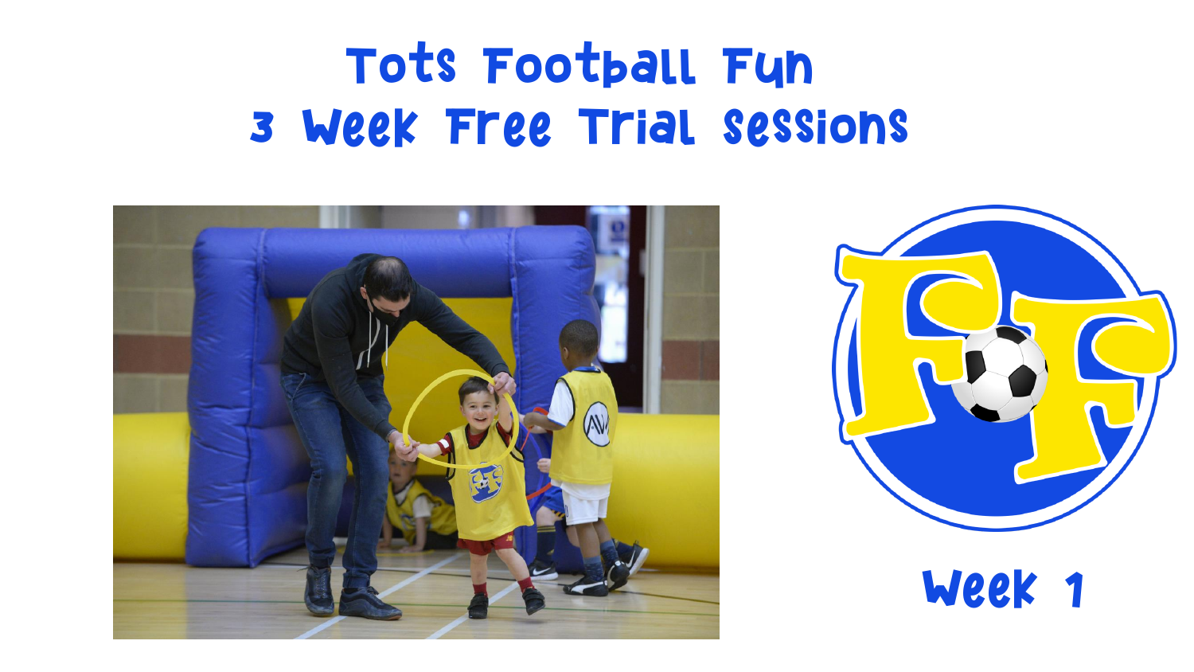# Tots Football Fun
# 3 Week Free Trial Sessions

Week 1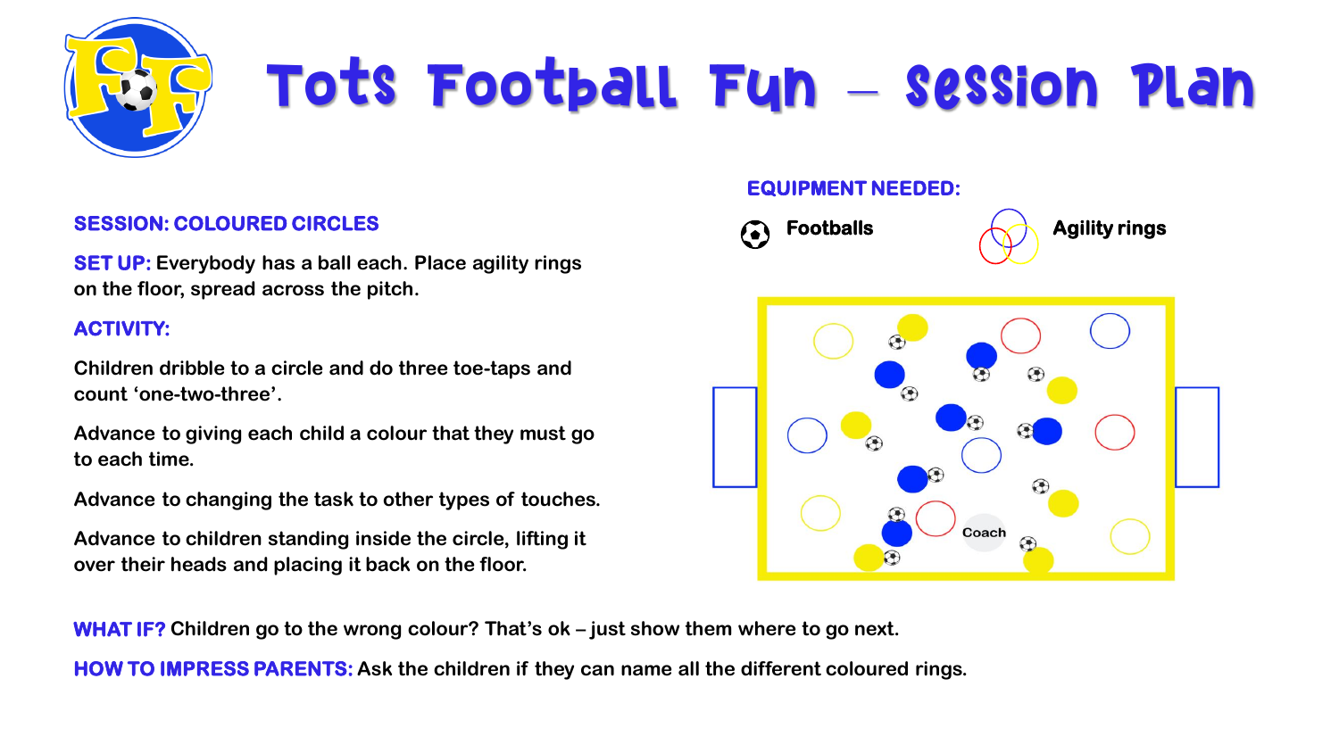# Tots Football Fun – Session Plan

**SESSION: COLOURED CIRCLES**

**SET UP:** Everybody has a ball each. Place agility rings on the floor, spread across the pitch.

**ACTIVITY:**

Children dribble to a circle and do three toe-taps and count 'one-two-three'.

Advance to giving each child a colour that they must go to each time.

Advance to changing the task to other types of touches.

Advance to children standing inside the circle, lifting it over their heads and placing it back on the floor.

**EQUIPMENT NEEDED:**

- Footballs
- Agility rings

**WHAT IF?** Children go to the wrong colour? That's ok – just show them where to go next.

**HOW TO IMPRESS PARENTS:** Ask the children if they can name all the different coloured rings.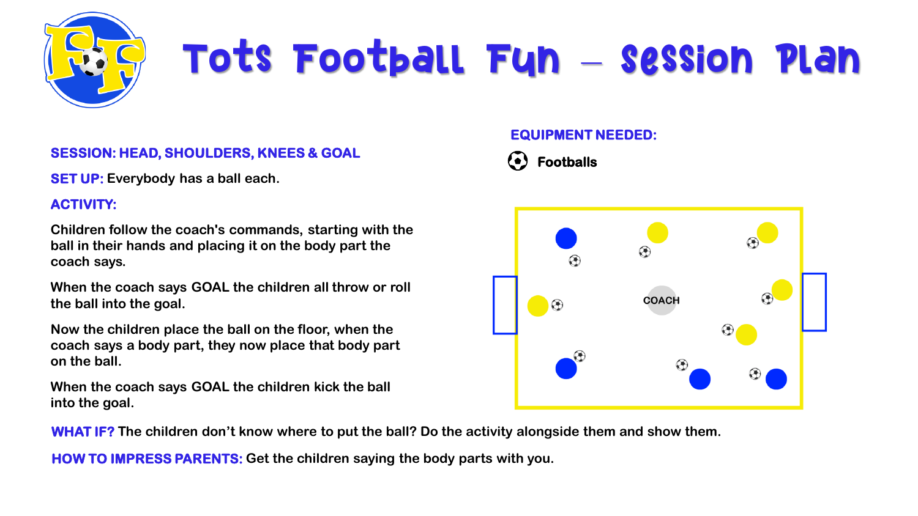# Tots Football Fun – Session Plan

**SESSION: HEAD, SHOULDERS, KNEES & GOAL**

**SET UP:** Everybody has a ball each.

**ACTIVITY:**

Children follow the coach's commands, starting with the ball in their hands and placing it on the body part the coach says.

When the coach says GOAL the children all throw or roll the ball into the goal.

Now the children place the ball on the floor, when the coach says a body part, they now place that body part on the ball.

When the coach says GOAL the children kick the ball into the goal.

**EQUIPMENT NEEDED:**

- Footballs

COACH

**WHAT IF?** The children don't know where to put the ball? Do the activity alongside them and show them.

**HOW TO IMPRESS PARENTS:** Get the children saying the body parts with you.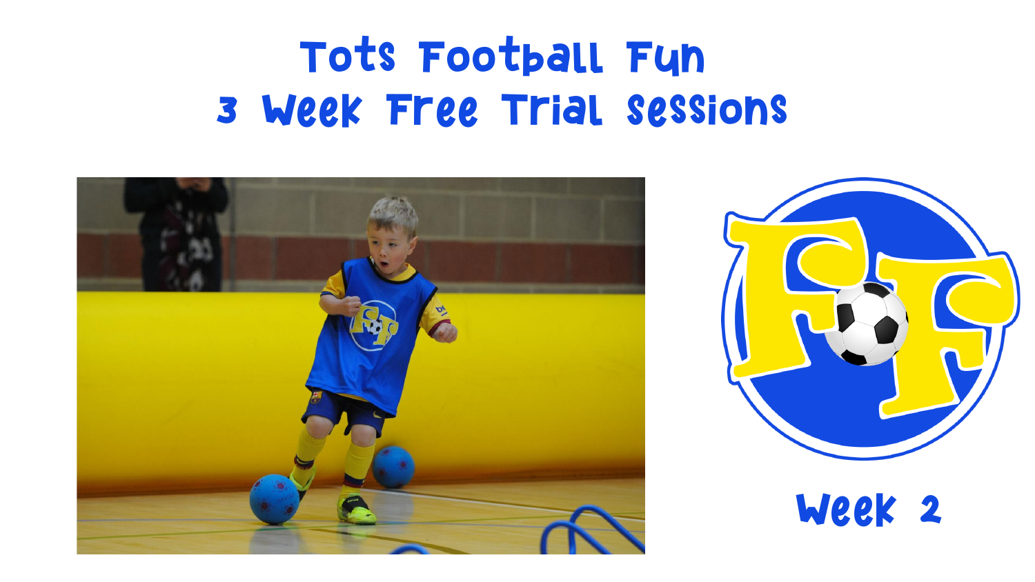# Tots Football Fun
## 3 Week Free Trial Sessions

Week 2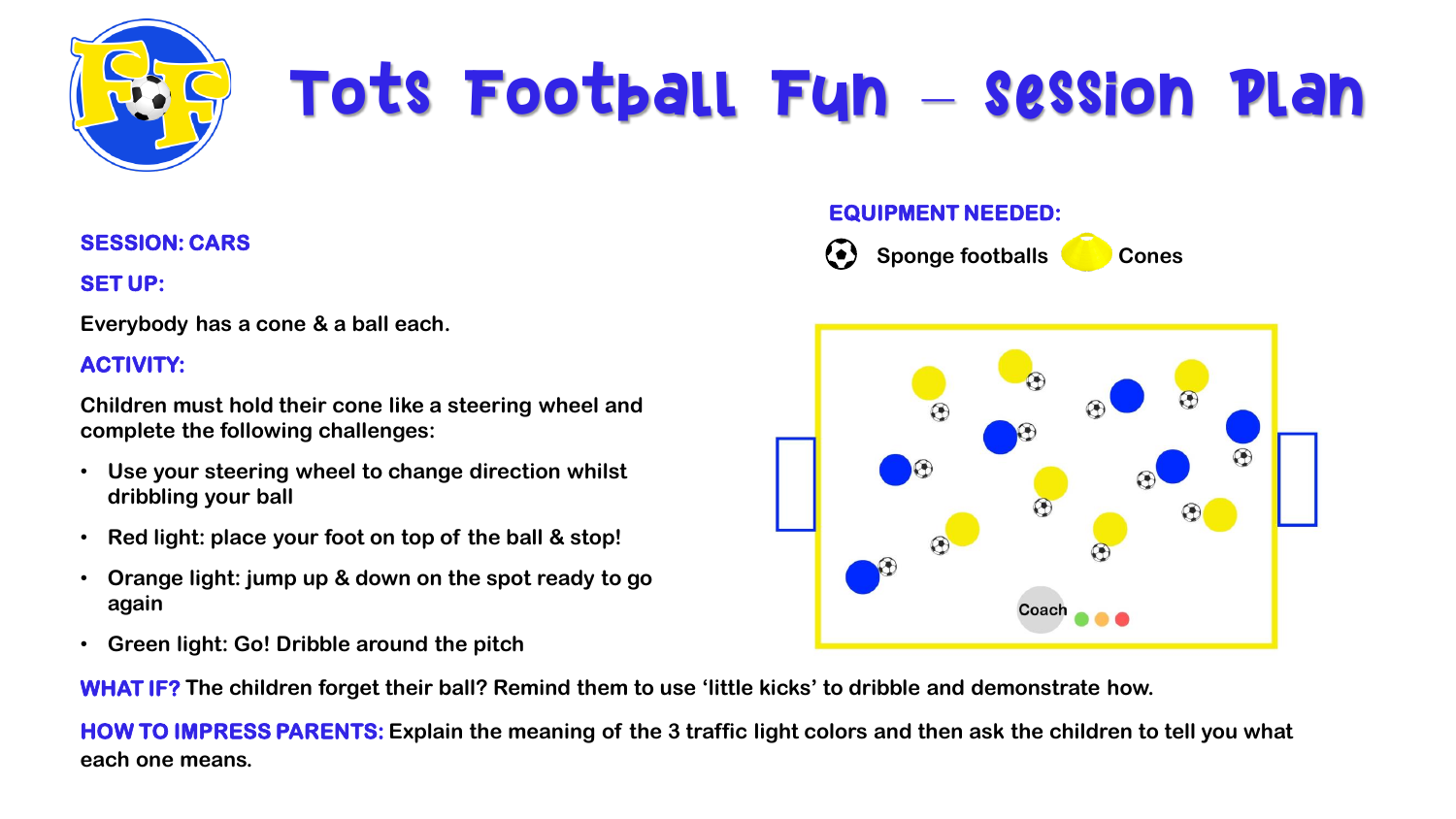# Tots Football Fun – Session Plan

**SESSION: CARS**

**SET UP:**

Everybody has a cone & a ball each.

**EQUIPMENT NEEDED:**

Sponge footballs  Cones

**ACTIVITY:**

Children must hold their cone like a steering wheel and complete the following challenges:

- Use your steering wheel to change direction whilst dribbling your ball
- Red light: place your foot on top of the ball & stop!
- Orange light: jump up & down on the spot ready to go again
- Green light: Go! Dribble around the pitch

**WHAT IF?** The children forget their ball? Remind them to use 'little kicks' to dribble and demonstrate how.

**HOW TO IMPRESS PARENTS:** Explain the meaning of the 3 traffic light colors and then ask the children to tell you what each one means.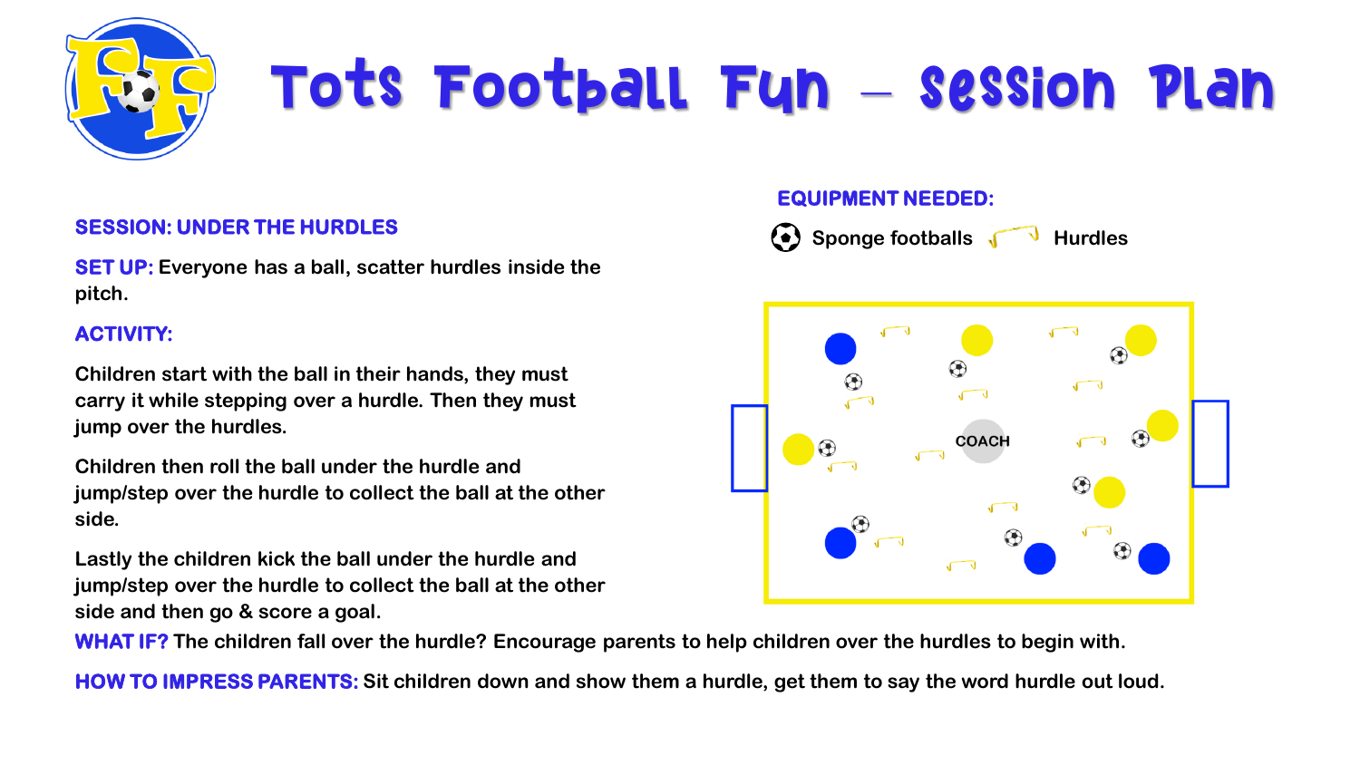# Tots Football Fun – Session Plan

**SESSION: UNDER THE HURDLES**

**SET UP:** Everyone has a ball, scatter hurdles inside the pitch.

**ACTIVITY:**

Children start with the ball in their hands, they must carry it while stepping over a hurdle. Then they must jump over the hurdles.

Children then roll the ball under the hurdle and jump/step over the hurdle to collect the ball at the other side.

Lastly the children kick the ball under the hurdle and jump/step over the hurdle to collect the ball at the other side and then go & score a goal.

**EQUIPMENT NEEDED:**

Sponge footballs, Hurdles

**WHAT IF?** The children fall over the hurdle? Encourage parents to help children over the hurdles to begin with.

**HOW TO IMPRESS PARENTS:** Sit children down and show them a hurdle, get them to say the word hurdle out loud.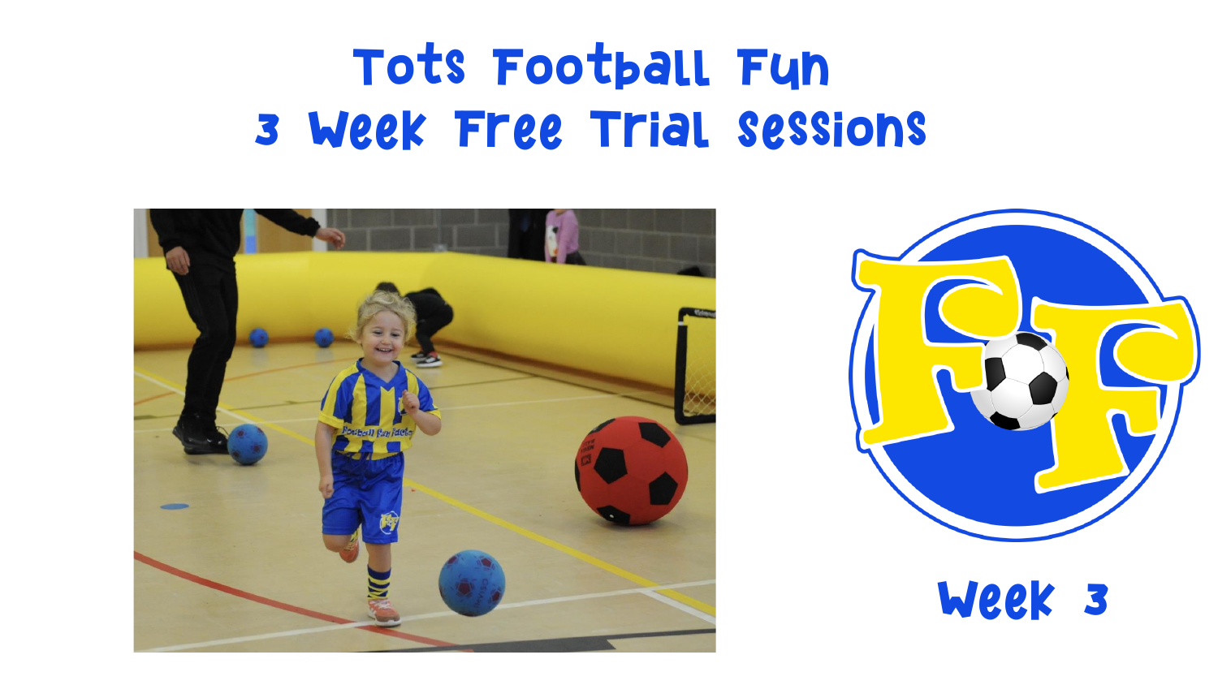# Tots Football Fun
## 3 Week Free Trial Sessions

Week 3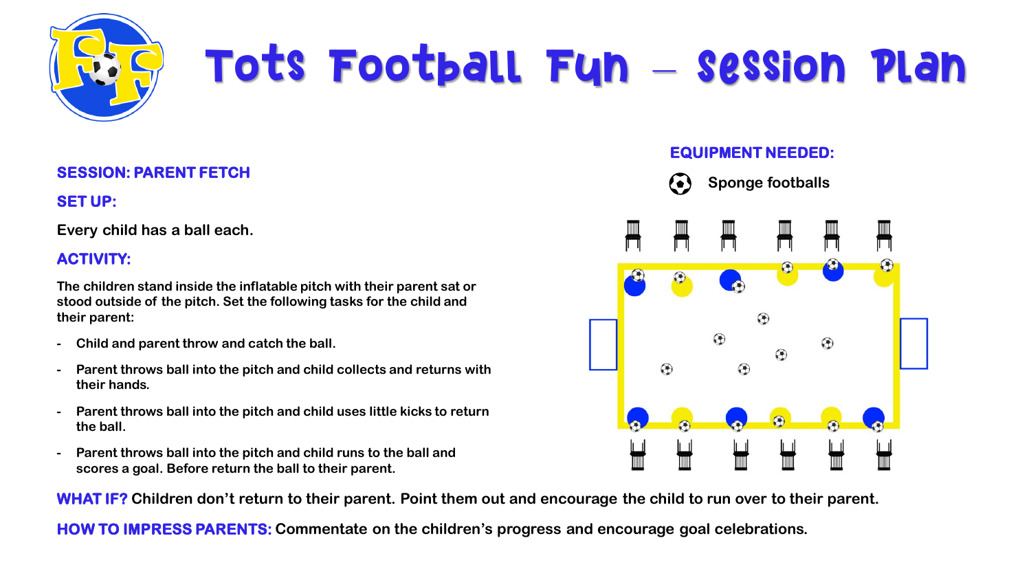# Tots Football Fun – Session Plan

**SESSION: PARENT FETCH**

**SET UP:**

Every child has a ball each.

**ACTIVITY:**

The children stand inside the inflatable pitch with their parent sat or stood outside of the pitch. Set the following tasks for the child and their parent:

- Child and parent throw and catch the ball.
- Parent throws ball into the pitch and child collects and returns with their hands.
- Parent throws ball into the pitch and child uses little kicks to return the ball.
- Parent throws ball into the pitch and child runs to the ball and scores a goal. Before return the ball to their parent.

**EQUIPMENT NEEDED:**

- Sponge footballs

**WHAT IF?** Children don't return to their parent. Point them out and encourage the child to run over to their parent.

**HOW TO IMPRESS PARENTS:** Commentate on the children's progress and encourage goal celebrations.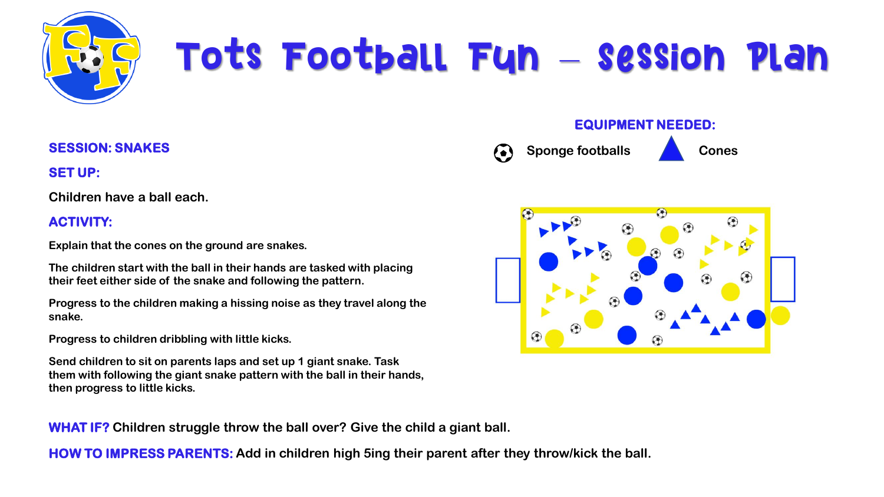# Tots Football Fun – Session Plan

**EQUIPMENT NEEDED:**

Sponge footballs

Cones

**SESSION: SNAKES**

**SET UP:**

Children have a ball each.

**ACTIVITY:**

Explain that the cones on the ground are snakes.

The children start with the ball in their hands are tasked with placing their feet either side of the snake and following the pattern.

Progress to the children making a hissing noise as they travel along the snake.

Progress to children dribbling with little kicks.

Send children to sit on parents laps and set up 1 giant snake. Task them with following the giant snake pattern with the ball in their hands, then progress to little kicks.

**WHAT IF?** Children struggle throw the ball over? Give the child a giant ball.

**HOW TO IMPRESS PARENTS:** Add in children high 5ing their parent after they throw/kick the ball.